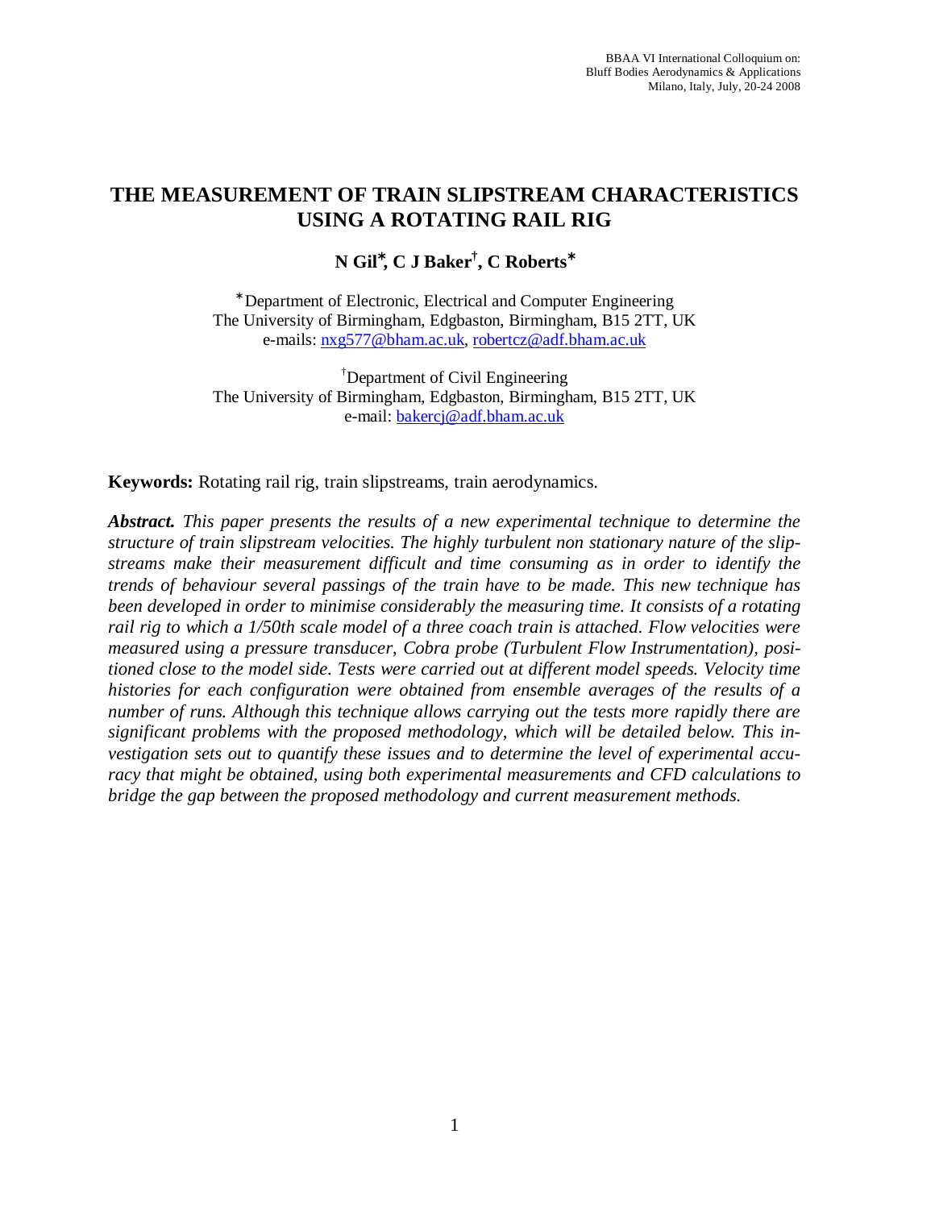# THE MEASUREMENT OF TRAIN SLIPSTREAM CHARACTERISTICS USING A ROTATING RAIL RIG

**N Gil[*], C J Baker[†], C Roberts[*]**

[*]Department of Electronic, Electrical and Computer Engineering
The University of Birmingham, Edgbaston, Birmingham, B15 2TT, UK
e-mails: nxg577@bham.ac.uk, robertcz@adf.bham.ac.uk

[†]Department of Civil Engineering
The University of Birmingham, Edgbaston, Birmingham, B15 2TT, UK
e-mail: bakercj@adf.bham.ac.uk

**Keywords:** Rotating rail rig, train slipstreams, train aerodynamics.

***Abstract.*** *This paper presents the results of a new experimental technique to determine the structure of train slipstream velocities. The highly turbulent non stationary nature of the slipstreams make their measurement difficult and time consuming as in order to identify the trends of behaviour several passings of the train have to be made. This new technique has been developed in order to minimise considerably the measuring time. It consists of a rotating rail rig to which a 1/50th scale model of a three coach train is attached. Flow velocities were measured using a pressure transducer, Cobra probe (Turbulent Flow Instrumentation), positioned close to the model side. Tests were carried out at different model speeds. Velocity time histories for each configuration were obtained from ensemble averages of the results of a number of runs. Although this technique allows carrying out the tests more rapidly there are significant problems with the proposed methodology, which will be detailed below. This investigation sets out to quantify these issues and to determine the level of experimental accuracy that might be obtained, using both experimental measurements and CFD calculations to bridge the gap between the proposed methodology and current measurement methods.*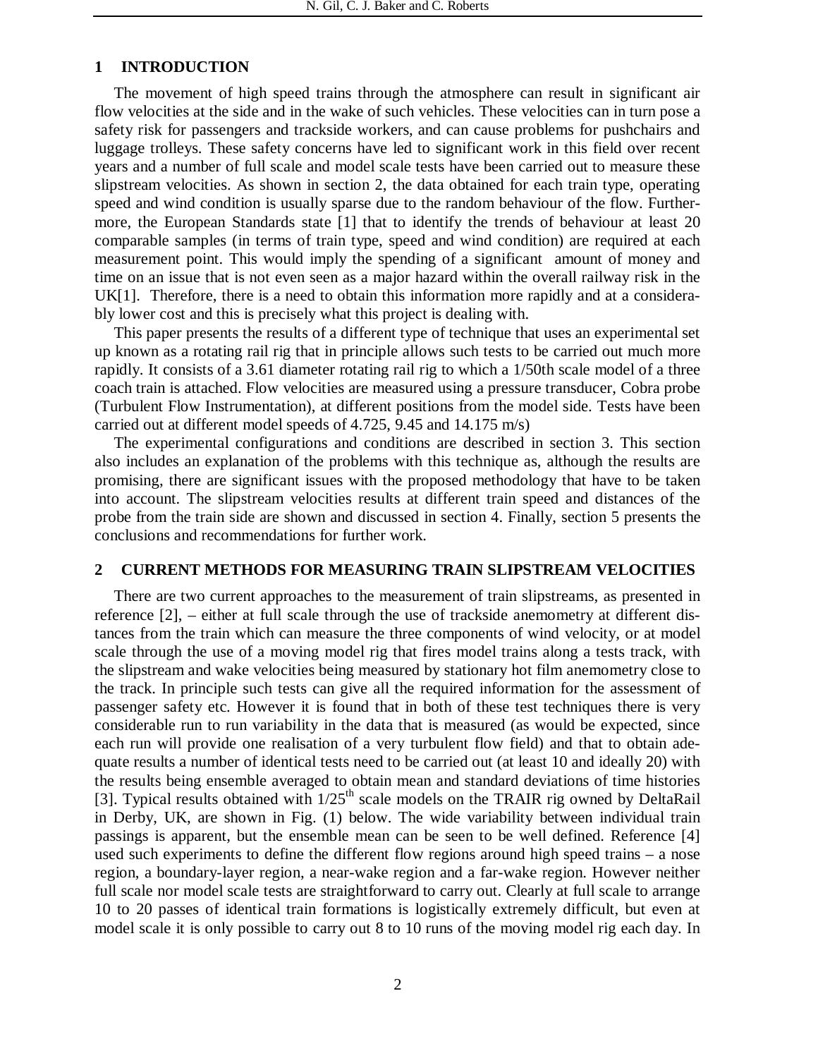## 1 INTRODUCTION

The movement of high speed trains through the atmosphere can result in significant air flow velocities at the side and in the wake of such vehicles. These velocities can in turn pose a safety risk for passengers and trackside workers, and can cause problems for pushchairs and luggage trolleys. These safety concerns have led to significant work in this field over recent years and a number of full scale and model scale tests have been carried out to measure these slipstream velocities. As shown in section 2, the data obtained for each train type, operating speed and wind condition is usually sparse due to the random behaviour of the flow. Furthermore, the European Standards state [1] that to identify the trends of behaviour at least 20 comparable samples (in terms of train type, speed and wind condition) are required at each measurement point. This would imply the spending of a significant amount of money and time on an issue that is not even seen as a major hazard within the overall railway risk in the UK[1]. Therefore, there is a need to obtain this information more rapidly and at a considerably lower cost and this is precisely what this project is dealing with.

This paper presents the results of a different type of technique that uses an experimental set up known as a rotating rail rig that in principle allows such tests to be carried out much more rapidly. It consists of a 3.61 diameter rotating rail rig to which a 1/50th scale model of a three coach train is attached. Flow velocities are measured using a pressure transducer, Cobra probe (Turbulent Flow Instrumentation), at different positions from the model side. Tests have been carried out at different model speeds of 4.725, 9.45 and 14.175 m/s)

The experimental configurations and conditions are described in section 3. This section also includes an explanation of the problems with this technique as, although the results are promising, there are significant issues with the proposed methodology that have to be taken into account. The slipstream velocities results at different train speed and distances of the probe from the train side are shown and discussed in section 4. Finally, section 5 presents the conclusions and recommendations for further work.

## 2 CURRENT METHODS FOR MEASURING TRAIN SLIPSTREAM VELOCITIES

There are two current approaches to the measurement of train slipstreams, as presented in reference [2], – either at full scale through the use of trackside anemometry at different distances from the train which can measure the three components of wind velocity, or at model scale through the use of a moving model rig that fires model trains along a tests track, with the slipstream and wake velocities being measured by stationary hot film anemometry close to the track. In principle such tests can give all the required information for the assessment of passenger safety etc. However it is found that in both of these test techniques there is very considerable run to run variability in the data that is measured (as would be expected, since each run will provide one realisation of a very turbulent flow field) and that to obtain adequate results a number of identical tests need to be carried out (at least 10 and ideally 20) with the results being ensemble averaged to obtain mean and standard deviations of time histories [3]. Typical results obtained with 1/25th scale models on the TRAIR rig owned by DeltaRail in Derby, UK, are shown in Fig. (1) below. The wide variability between individual train passings is apparent, but the ensemble mean can be seen to be well defined. Reference [4] used such experiments to define the different flow regions around high speed trains – a nose region, a boundary-layer region, a near-wake region and a far-wake region. However neither full scale nor model scale tests are straightforward to carry out. Clearly at full scale to arrange 10 to 20 passes of identical train formations is logistically extremely difficult, but even at model scale it is only possible to carry out 8 to 10 runs of the moving model rig each day. In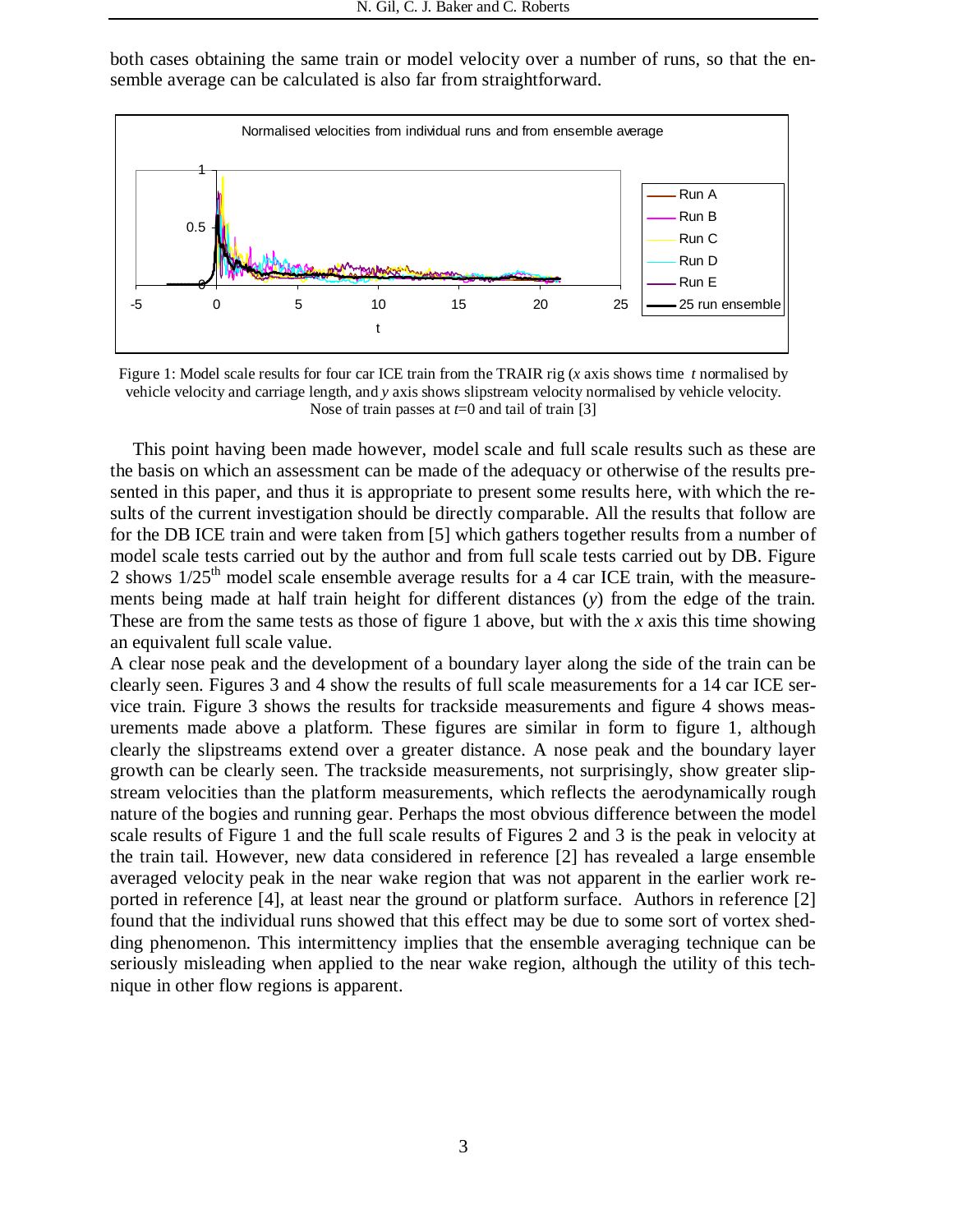both cases obtaining the same train or model velocity over a number of runs, so that the ensemble average can be calculated is also far from straightforward.

Figure 1: Model scale results for four car ICE train from the TRAIR rig (*x* axis shows time *t* normalised by vehicle velocity and carriage length, and *y* axis shows slipstream velocity normalised by vehicle velocity. Nose of train passes at *t*=0 and tail of train [3]

This point having been made however, model scale and full scale results such as these are the basis on which an assessment can be made of the adequacy or otherwise of the results presented in this paper, and thus it is appropriate to present some results here, with which the results of the current investigation should be directly comparable. All the results that follow are for the DB ICE train and were taken from [5] which gathers together results from a number of model scale tests carried out by the author and from full scale tests carried out by DB. Figure 2 shows $1/25^{th}$ model scale ensemble average results for a 4 car ICE train, with the measurements being made at half train height for different distances ($y$) from the edge of the train. These are from the same tests as those of figure 1 above, but with the $x$ axis this time showing an equivalent full scale value.

A clear nose peak and the development of a boundary layer along the side of the train can be clearly seen. Figures 3 and 4 show the results of full scale measurements for a 14 car ICE service train. Figure 3 shows the results for trackside measurements and figure 4 shows measurements made above a platform. These figures are similar in form to figure 1, although clearly the slipstreams extend over a greater distance. A nose peak and the boundary layer growth can be clearly seen. The trackside measurements, not surprisingly, show greater slipstream velocities than the platform measurements, which reflects the aerodynamically rough nature of the bogies and running gear. Perhaps the most obvious difference between the model scale results of Figure 1 and the full scale results of Figures 2 and 3 is the peak in velocity at the train tail. However, new data considered in reference [2] has revealed a large ensemble averaged velocity peak in the near wake region that was not apparent in the earlier work reported in reference [4], at least near the ground or platform surface. Authors in reference [2] found that the individual runs showed that this effect may be due to some sort of vortex shedding phenomenon. This intermittency implies that the ensemble averaging technique can be seriously misleading when applied to the near wake region, although the utility of this technique in other flow regions is apparent.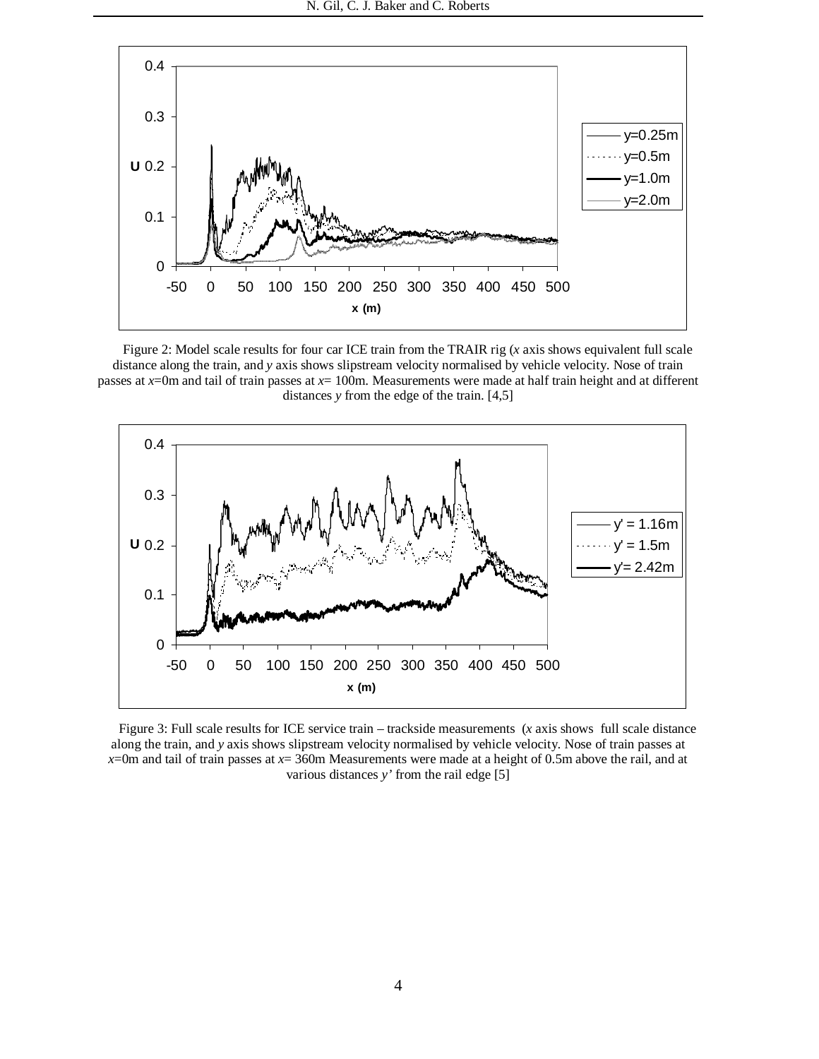Figure 2: Model scale results for four car ICE train from the TRAIR rig (*x* axis shows equivalent full scale distance along the train, and *y* axis shows slipstream velocity normalised by vehicle velocity. Nose of train passes at $x$=0m and tail of train passes at $x$= 100m. Measurements were made at half train height and at different distances *y* from the edge of the train. [4,5]

Figure 3: Full scale results for ICE service train – trackside measurements (*x* axis shows full scale distance along the train, and *y* axis shows slipstream velocity normalised by vehicle velocity. Nose of train passes at $x$=0m and tail of train passes at $x$= 360m Measurements were made at a height of 0.5m above the rail, and at various distances $y'$ from the rail edge [5]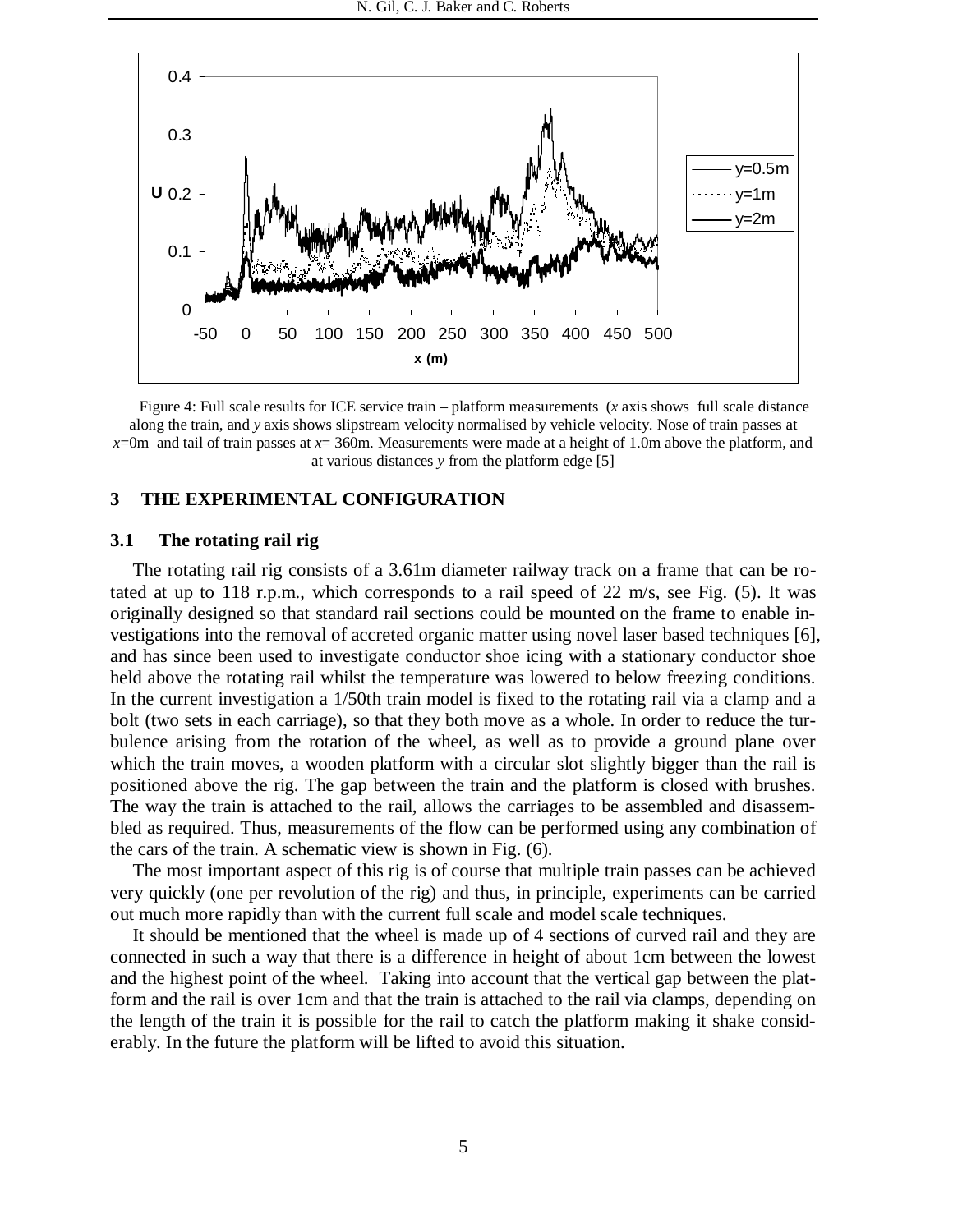Figure 4: Full scale results for ICE service train – platform measurements (*x* axis shows full scale distance along the train, and *y* axis shows slipstream velocity normalised by vehicle velocity. Nose of train passes at *x*=0m and tail of train passes at *x*= 360m. Measurements were made at a height of 1.0m above the platform, and at various distances *y* from the platform edge [5]

## 3 THE EXPERIMENTAL CONFIGURATION

### 3.1 The rotating rail rig

The rotating rail rig consists of a 3.61m diameter railway track on a frame that can be rotated at up to 118 r.p.m., which corresponds to a rail speed of 22 m/s, see Fig. (5). It was originally designed so that standard rail sections could be mounted on the frame to enable investigations into the removal of accreted organic matter using novel laser based techniques [6], and has since been used to investigate conductor shoe icing with a stationary conductor shoe held above the rotating rail whilst the temperature was lowered to below freezing conditions. In the current investigation a 1/50th train model is fixed to the rotating rail via a clamp and a bolt (two sets in each carriage), so that they both move as a whole. In order to reduce the turbulence arising from the rotation of the wheel, as well as to provide a ground plane over which the train moves, a wooden platform with a circular slot slightly bigger than the rail is positioned above the rig. The gap between the train and the platform is closed with brushes. The way the train is attached to the rail, allows the carriages to be assembled and disassembled as required. Thus, measurements of the flow can be performed using any combination of the cars of the train. A schematic view is shown in Fig. (6).

The most important aspect of this rig is of course that multiple train passes can be achieved very quickly (one per revolution of the rig) and thus, in principle, experiments can be carried out much more rapidly than with the current full scale and model scale techniques.

It should be mentioned that the wheel is made up of 4 sections of curved rail and they are connected in such a way that there is a difference in height of about 1cm between the lowest and the highest point of the wheel. Taking into account that the vertical gap between the platform and the rail is over 1cm and that the train is attached to the rail via clamps, depending on the length of the train it is possible for the rail to catch the platform making it shake considerably. In the future the platform will be lifted to avoid this situation.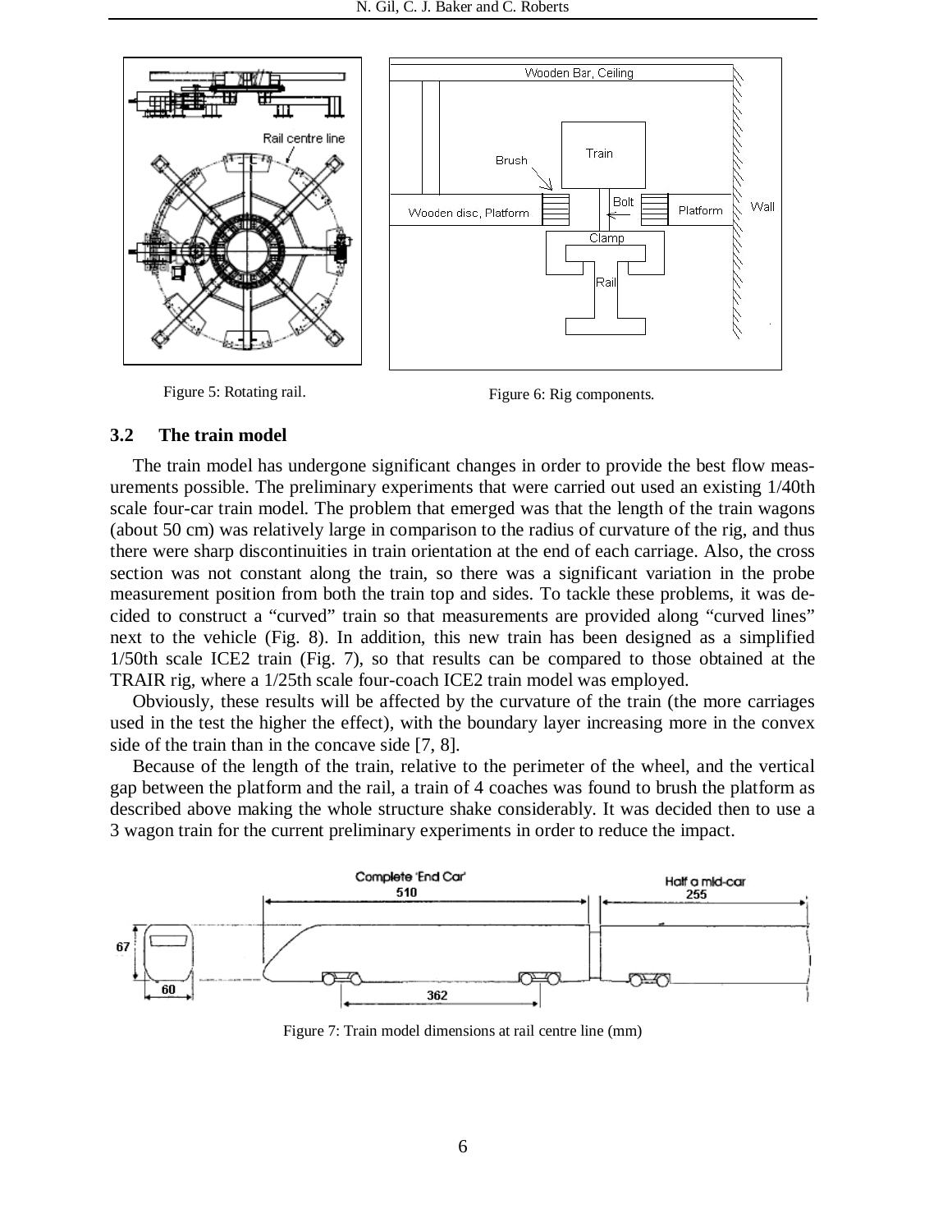Figure 5: Rotating rail.

Figure 6: Rig components.

### 3.2 The train model

The train model has undergone significant changes in order to provide the best flow measurements possible. The preliminary experiments that were carried out used an existing 1/40th scale four-car train model. The problem that emerged was that the length of the train wagons (about 50 cm) was relatively large in comparison to the radius of curvature of the rig, and thus there were sharp discontinuities in train orientation at the end of each carriage. Also, the cross section was not constant along the train, so there was a significant variation in the probe measurement position from both the train top and sides. To tackle these problems, it was decided to construct a "curved" train so that measurements are provided along "curved lines" next to the vehicle (Fig. 8). In addition, this new train has been designed as a simplified 1/50th scale ICE2 train (Fig. 7), so that results can be compared to those obtained at the TRAIR rig, where a 1/25th scale four-coach ICE2 train model was employed.

Obviously, these results will be affected by the curvature of the train (the more carriages used in the test the higher the effect), with the boundary layer increasing more in the convex side of the train than in the concave side [7, 8].

Because of the length of the train, relative to the perimeter of the wheel, and the vertical gap between the platform and the rail, a train of 4 coaches was found to brush the platform as described above making the whole structure shake considerably. It was decided then to use a 3 wagon train for the current preliminary experiments in order to reduce the impact.

Figure 7: Train model dimensions at rail centre line (mm)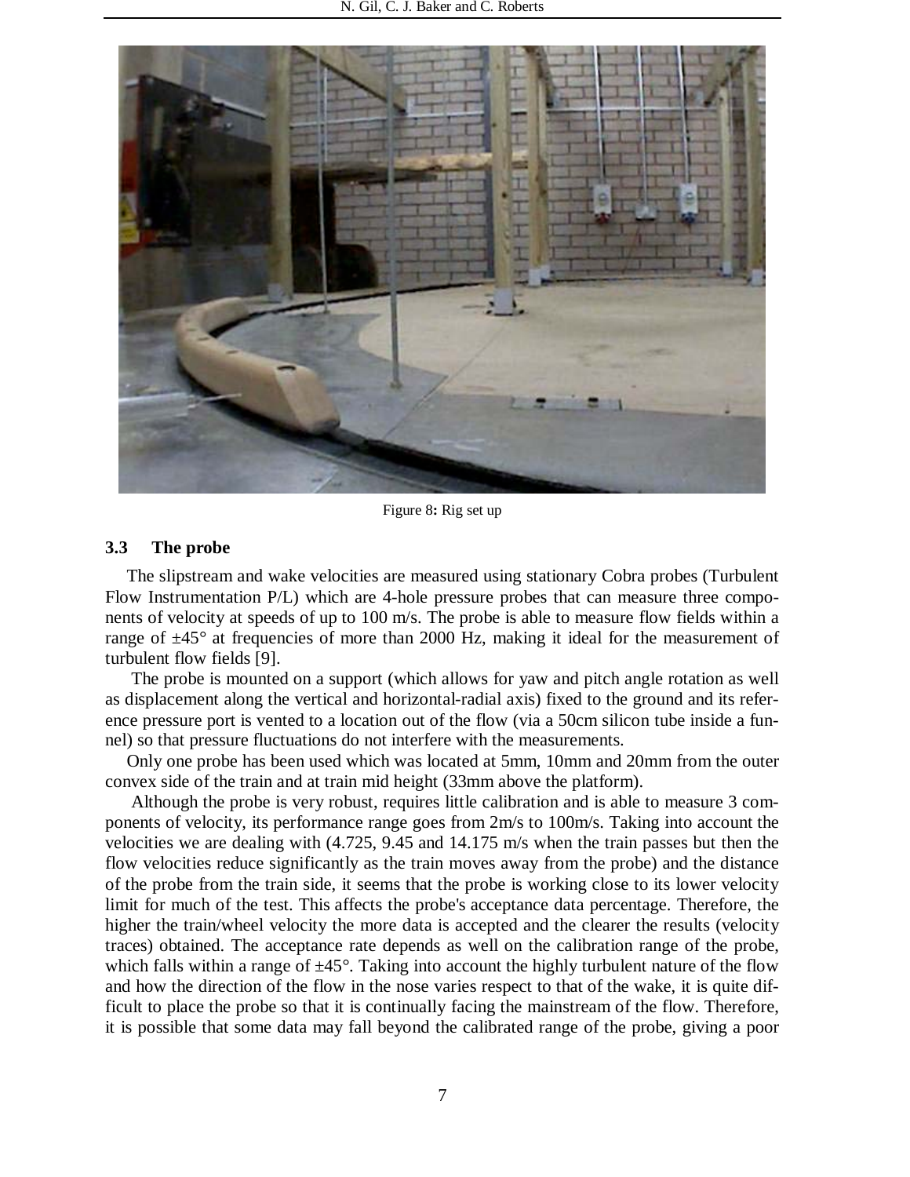Figure 8: Rig set up

### 3.3 The probe

The slipstream and wake velocities are measured using stationary Cobra probes (Turbulent Flow Instrumentation P/L) which are 4-hole pressure probes that can measure three components of velocity at speeds of up to 100 m/s. The probe is able to measure flow fields within a range of ±45° at frequencies of more than 2000 Hz, making it ideal for the measurement of turbulent flow fields [9].

The probe is mounted on a support (which allows for yaw and pitch angle rotation as well as displacement along the vertical and horizontal-radial axis) fixed to the ground and its reference pressure port is vented to a location out of the flow (via a 50cm silicon tube inside a funnel) so that pressure fluctuations do not interfere with the measurements.

Only one probe has been used which was located at 5mm, 10mm and 20mm from the outer convex side of the train and at train mid height (33mm above the platform).

Although the probe is very robust, requires little calibration and is able to measure 3 components of velocity, its performance range goes from 2m/s to 100m/s. Taking into account the velocities we are dealing with (4.725, 9.45 and 14.175 m/s when the train passes but then the flow velocities reduce significantly as the train moves away from the probe) and the distance of the probe from the train side, it seems that the probe is working close to its lower velocity limit for much of the test. This affects the probe's acceptance data percentage. Therefore, the higher the train/wheel velocity the more data is accepted and the clearer the results (velocity traces) obtained. The acceptance rate depends as well on the calibration range of the probe, which falls within a range of ±45°. Taking into account the highly turbulent nature of the flow and how the direction of the flow in the nose varies respect to that of the wake, it is quite difficult to place the probe so that it is continually facing the mainstream of the flow. Therefore, it is possible that some data may fall beyond the calibrated range of the probe, giving a poor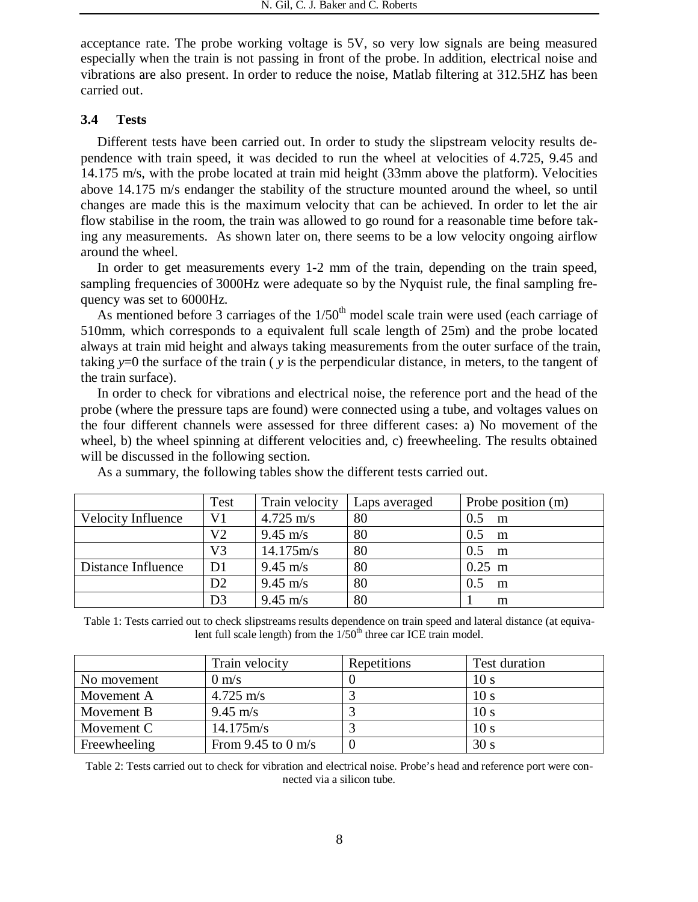acceptance rate. The probe working voltage is 5V, so very low signals are being measured especially when the train is not passing in front of the probe. In addition, electrical noise and vibrations are also present. In order to reduce the noise, Matlab filtering at 312.5HZ has been carried out.

### 3.4 Tests

Different tests have been carried out. In order to study the slipstream velocity results dependence with train speed, it was decided to run the wheel at velocities of 4.725, 9.45 and 14.175 m/s, with the probe located at train mid height (33mm above the platform). Velocities above 14.175 m/s endanger the stability of the structure mounted around the wheel, so until changes are made this is the maximum velocity that can be achieved. In order to let the air flow stabilise in the room, the train was allowed to go round for a reasonable time before taking any measurements. As shown later on, there seems to be a low velocity ongoing airflow around the wheel.

In order to get measurements every 1-2 mm of the train, depending on the train speed, sampling frequencies of 3000Hz were adequate so by the Nyquist rule, the final sampling frequency was set to 6000Hz.

As mentioned before 3 carriages of the $1/50^{th}$ model scale train were used (each carriage of 510mm, which corresponds to a equivalent full scale length of 25m) and the probe located always at train mid height and always taking measurements from the outer surface of the train, taking $y$=0 the surface of the train ( $y$ is the perpendicular distance, in meters, to the tangent of the train surface).

In order to check for vibrations and electrical noise, the reference port and the head of the probe (where the pressure taps are found) were connected using a tube, and voltages values on the four different channels were assessed for three different cases: a) No movement of the wheel, b) the wheel spinning at different velocities and, c) freewheeling. The results obtained will be discussed in the following section.

As a summary, the following tables show the different tests carried out.

| | Test | Train velocity | Laps averaged | Probe position (m) |
|---|---|---|---|---|
| Velocity Influence | V1 | 4.725 m/s | 80 | 0.5 m |
| | V2 | 9.45 m/s | 80 | 0.5 m |
| | V3 | 14.175m/s | 80 | 0.5 m |
| Distance Influence | D1 | 9.45 m/s | 80 | 0.25 m |
| | D2 | 9.45 m/s | 80 | 0.5 m |
| | D3 | 9.45 m/s | 80 | 1 m |

Table 1: Tests carried out to check slipstreams results dependence on train speed and lateral distance (at equivalent full scale length) from the $1/50^{th}$ three car ICE train model.

| | Train velocity | Repetitions | Test duration |
|---|---|---|---|
| No movement | 0 m/s | 0 | 10 s |
| Movement A | 4.725 m/s | 3 | 10 s |
| Movement B | 9.45 m/s | 3 | 10 s |
| Movement C | 14.175m/s | 3 | 10 s |
| Freewheeling | From 9.45 to 0 m/s | 0 | 30 s |

Table 2: Tests carried out to check for vibration and electrical noise. Probe's head and reference port were connected via a silicon tube.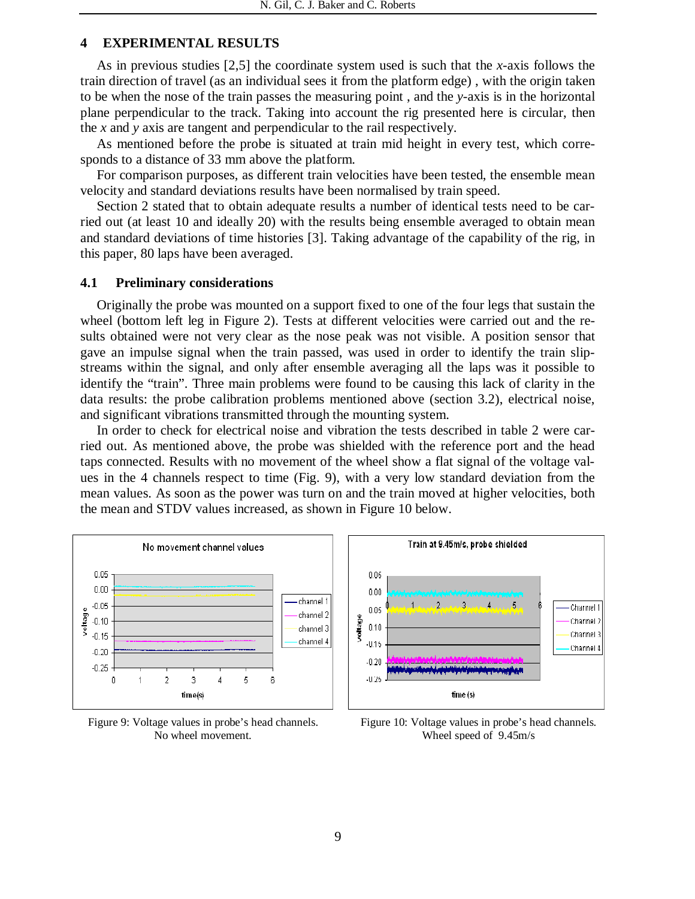## 4 EXPERIMENTAL RESULTS

As in previous studies [2,5] the coordinate system used is such that the *x*-axis follows the train direction of travel (as an individual sees it from the platform edge) , with the origin taken to be when the nose of the train passes the measuring point , and the *y*-axis is in the horizontal plane perpendicular to the track. Taking into account the rig presented here is circular, then the *x* and *y* axis are tangent and perpendicular to the rail respectively.

As mentioned before the probe is situated at train mid height in every test, which corresponds to a distance of 33 mm above the platform.

For comparison purposes, as different train velocities have been tested, the ensemble mean velocity and standard deviations results have been normalised by train speed.

Section 2 stated that to obtain adequate results a number of identical tests need to be carried out (at least 10 and ideally 20) with the results being ensemble averaged to obtain mean and standard deviations of time histories [3]. Taking advantage of the capability of the rig, in this paper, 80 laps have been averaged.

### 4.1 Preliminary considerations

Originally the probe was mounted on a support fixed to one of the four legs that sustain the wheel (bottom left leg in Figure 2). Tests at different velocities were carried out and the results obtained were not very clear as the nose peak was not visible. A position sensor that gave an impulse signal when the train passed, was used in order to identify the train slipstreams within the signal, and only after ensemble averaging all the laps was it possible to identify the "train". Three main problems were found to be causing this lack of clarity in the data results: the probe calibration problems mentioned above (section 3.2), electrical noise, and significant vibrations transmitted through the mounting system.

In order to check for electrical noise and vibration the tests described in table 2 were carried out. As mentioned above, the probe was shielded with the reference port and the head taps connected. Results with no movement of the wheel show a flat signal of the voltage values in the 4 channels respect to time (Fig. 9), with a very low standard deviation from the mean values. As soon as the power was turn on and the train moved at higher velocities, both the mean and STDV values increased, as shown in Figure 10 below.

Figure 9: Voltage values in probe's head channels. No wheel movement.

Figure 10: Voltage values in probe's head channels. Wheel speed of 9.45m/s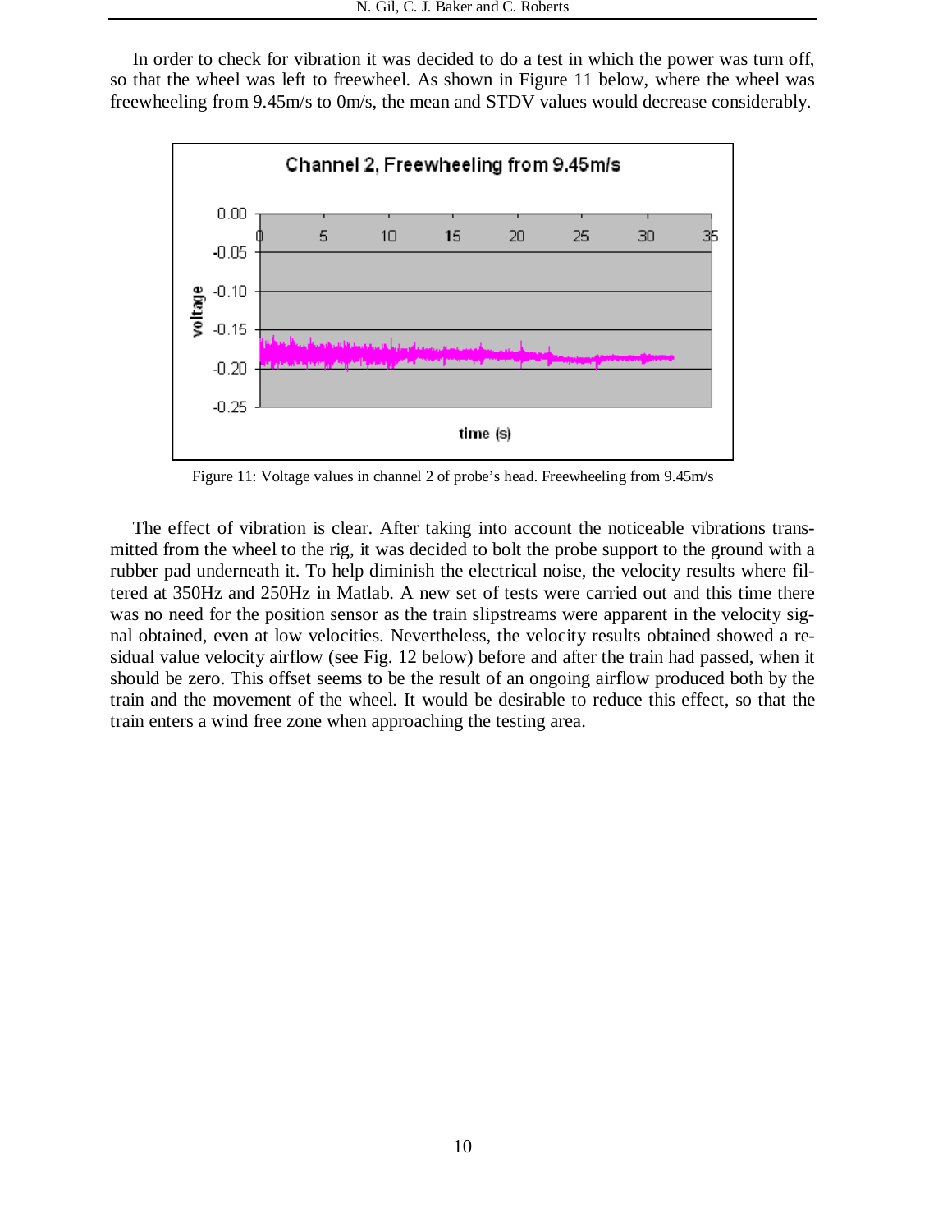In order to check for vibration it was decided to do a test in which the power was turn off, so that the wheel was left to freewheel. As shown in Figure 11 below, where the wheel was freewheeling from 9.45m/s to 0m/s, the mean and STDV values would decrease considerably.

Figure 11: Voltage values in channel 2 of probe's head. Freewheeling from 9.45m/s

The effect of vibration is clear. After taking into account the noticeable vibrations transmitted from the wheel to the rig, it was decided to bolt the probe support to the ground with a rubber pad underneath it. To help diminish the electrical noise, the velocity results where filtered at 350Hz and 250Hz in Matlab. A new set of tests were carried out and this time there was no need for the position sensor as the train slipstreams were apparent in the velocity signal obtained, even at low velocities. Nevertheless, the velocity results obtained showed a residual value velocity airflow (see Fig. 12 below) before and after the train had passed, when it should be zero. This offset seems to be the result of an ongoing airflow produced both by the train and the movement of the wheel. It would be desirable to reduce this effect, so that the train enters a wind free zone when approaching the testing area.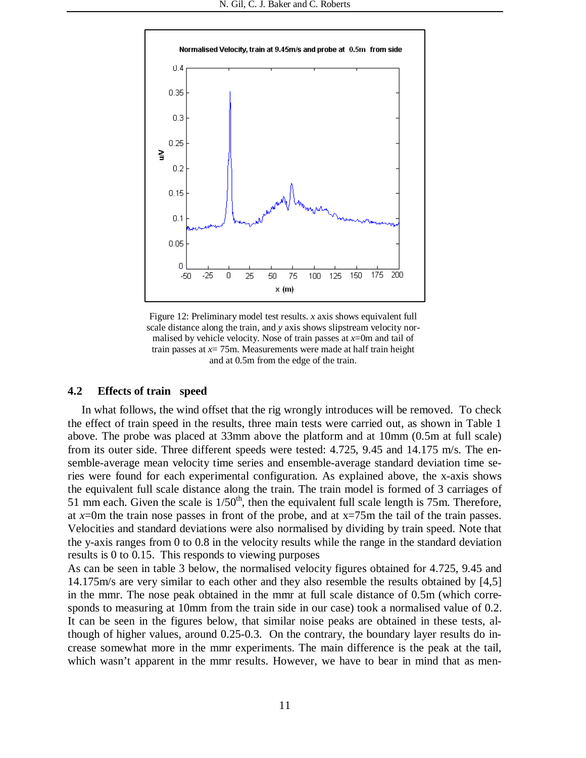Figure 12: Preliminary model test results. $x$ axis shows equivalent full scale distance along the train, and $y$ axis shows slipstream velocity normalised by vehicle velocity. Nose of train passes at $x$=0m and tail of train passes at $x$= 75m. Measurements were made at half train height and at 0.5m from the edge of the train.

### 4.2 Effects of train speed

In what follows, the wind offset that the rig wrongly introduces will be removed. To check the effect of train speed in the results, three main tests were carried out, as shown in Table 1 above. The probe was placed at 33mm above the platform and at 10mm (0.5m at full scale) from its outer side. Three different speeds were tested: 4.725, 9.45 and 14.175 m/s. The ensemble-average mean velocity time series and ensemble-average standard deviation time series were found for each experimental configuration. As explained above, the x-axis shows the equivalent full scale distance along the train. The train model is formed of 3 carriages of 51 mm each. Given the scale is 1/50th, then the equivalent full scale length is 75m. Therefore, at $x$=0m the train nose passes in front of the probe, and at x=75m the tail of the train passes. Velocities and standard deviations were also normalised by dividing by train speed. Note that the y-axis ranges from 0 to 0.8 in the velocity results while the range in the standard deviation results is 0 to 0.15. This responds to viewing purposes

As can be seen in table 3 below, the normalised velocity figures obtained for 4.725, 9.45 and 14.175m/s are very similar to each other and they also resemble the results obtained by [4,5] in the mmr. The nose peak obtained in the mmr at full scale distance of 0.5m (which corresponds to measuring at 10mm from the train side in our case) took a normalised value of 0.2. It can be seen in the figures below, that similar noise peaks are obtained in these tests, although of higher values, around 0.25-0.3. On the contrary, the boundary layer results do increase somewhat more in the mmr experiments. The main difference is the peak at the tail, which wasn't apparent in the mmr results. However, we have to bear in mind that as men-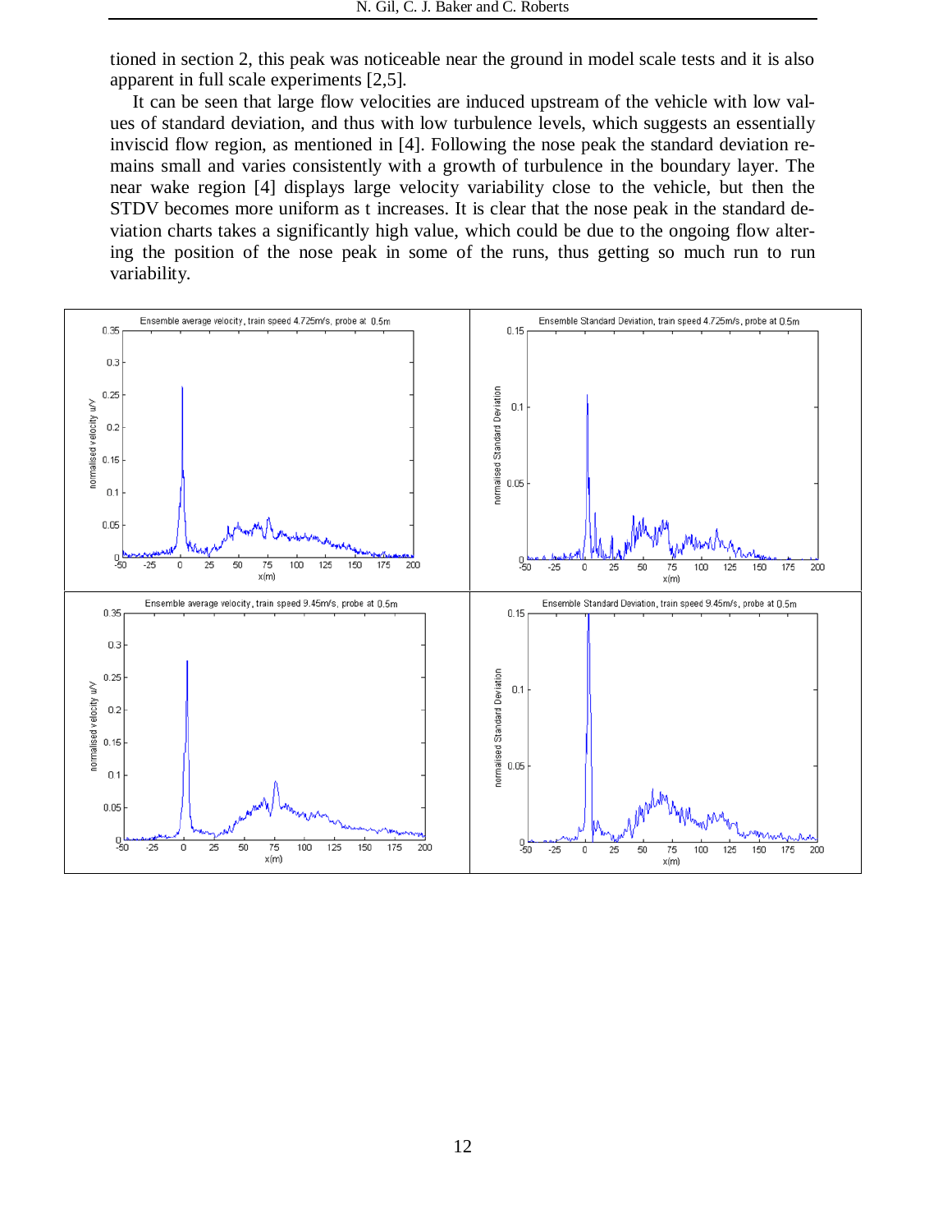tioned in section 2, this peak was noticeable near the ground in model scale tests and it is also apparent in full scale experiments [2,5].

It can be seen that large flow velocities are induced upstream of the vehicle with low values of standard deviation, and thus with low turbulence levels, which suggests an essentially inviscid flow region, as mentioned in [4]. Following the nose peak the standard deviation remains small and varies consistently with a growth of turbulence in the boundary layer. The near wake region [4] displays large velocity variability close to the vehicle, but then the STDV becomes more uniform as t increases. It is clear that the nose peak in the standard deviation charts takes a significantly high value, which could be due to the ongoing flow altering the position of the nose peak in some of the runs, thus getting so much run to run variability.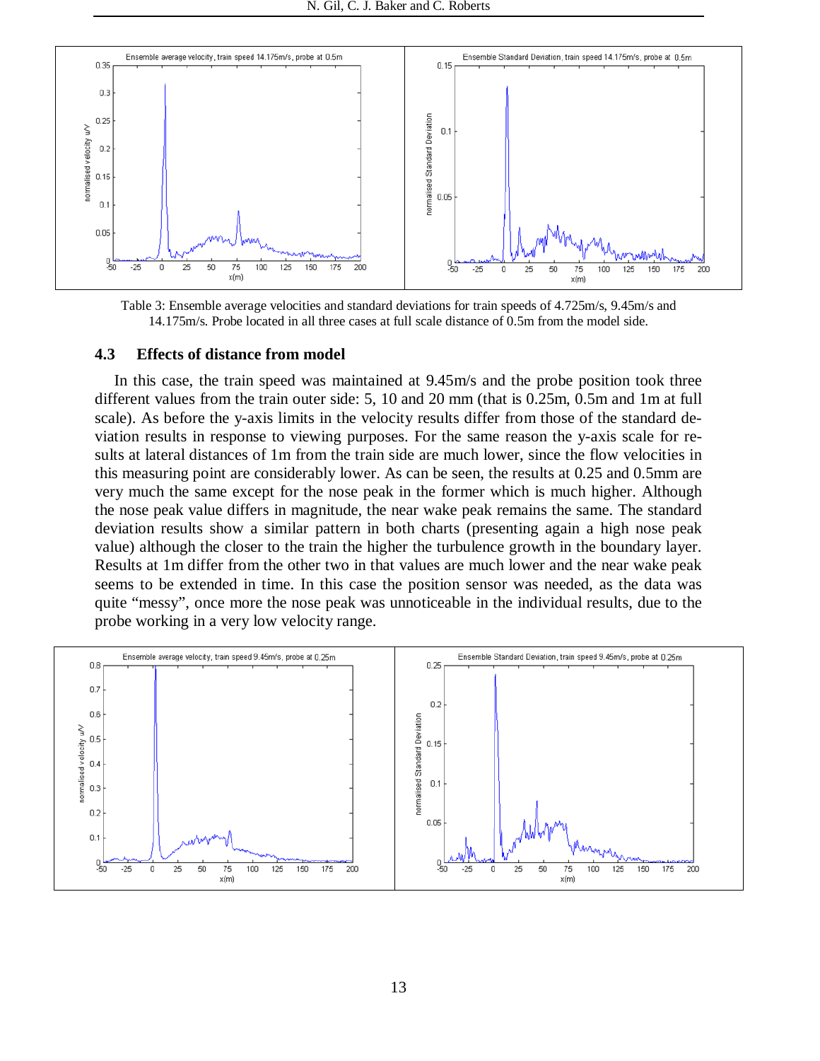Table 3: Ensemble average velocities and standard deviations for train speeds of 4.725m/s, 9.45m/s and 14.175m/s. Probe located in all three cases at full scale distance of 0.5m from the model side.

### 4.3 Effects of distance from model

In this case, the train speed was maintained at 9.45m/s and the probe position took three different values from the train outer side: 5, 10 and 20 mm (that is 0.25m, 0.5m and 1m at full scale). As before the y-axis limits in the velocity results differ from those of the standard deviation results in response to viewing purposes. For the same reason the y-axis scale for results at lateral distances of 1m from the train side are much lower, since the flow velocities in this measuring point are considerably lower. As can be seen, the results at 0.25 and 0.5mm are very much the same except for the nose peak in the former which is much higher. Although the nose peak value differs in magnitude, the near wake peak remains the same. The standard deviation results show a similar pattern in both charts (presenting again a high nose peak value) although the closer to the train the higher the turbulence growth in the boundary layer. Results at 1m differ from the other two in that values are much lower and the near wake peak seems to be extended in time. In this case the position sensor was needed, as the data was quite "messy", once more the nose peak was unnoticeable in the individual results, due to the probe working in a very low velocity range.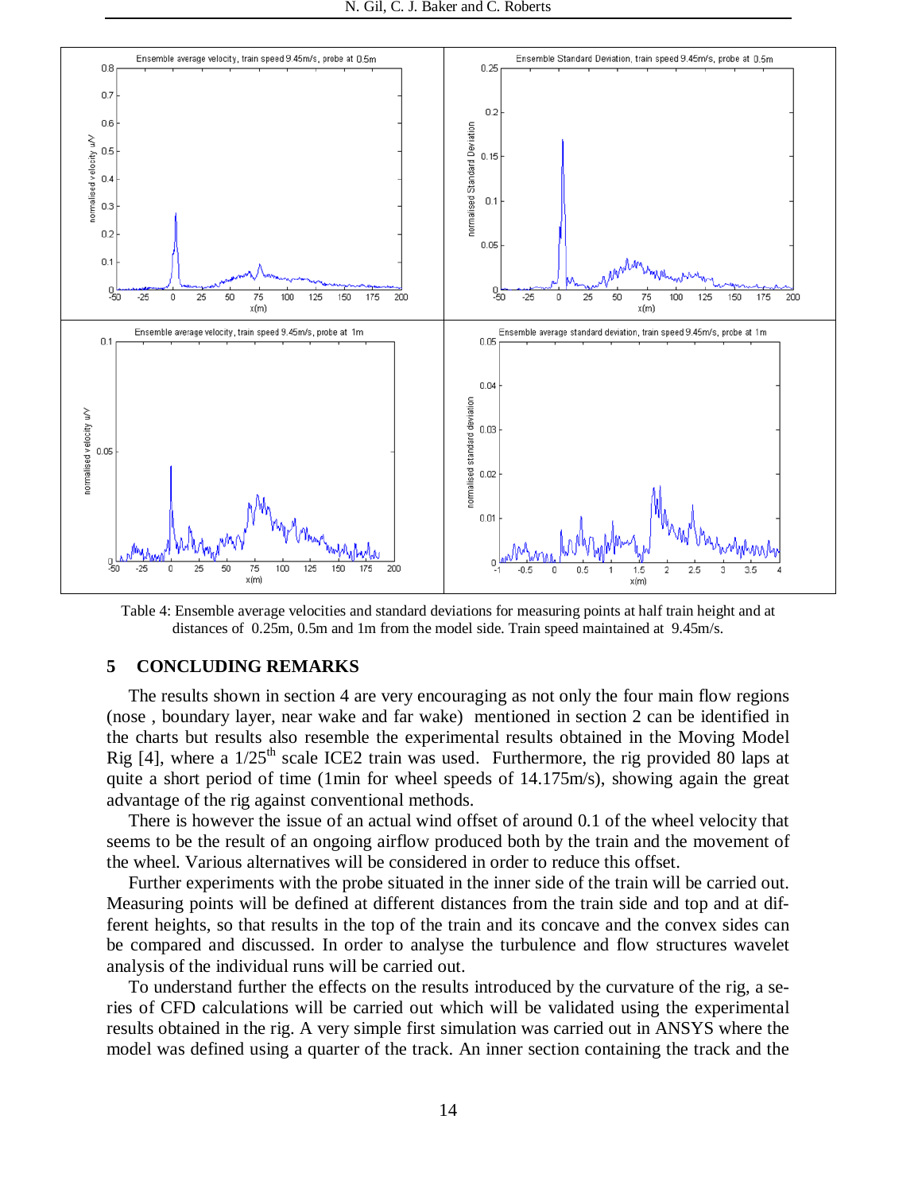Table 4: Ensemble average velocities and standard deviations for measuring points at half train height and at distances of 0.25m, 0.5m and 1m from the model side. Train speed maintained at 9.45m/s.

## 5 CONCLUDING REMARKS

The results shown in section 4 are very encouraging as not only the four main flow regions (nose , boundary layer, near wake and far wake) mentioned in section 2 can be identified in the charts but results also resemble the experimental results obtained in the Moving Model Rig [4], where a 1/25th scale ICE2 train was used. Furthermore, the rig provided 80 laps at quite a short period of time (1min for wheel speeds of 14.175m/s), showing again the great advantage of the rig against conventional methods.

There is however the issue of an actual wind offset of around 0.1 of the wheel velocity that seems to be the result of an ongoing airflow produced both by the train and the movement of the wheel. Various alternatives will be considered in order to reduce this offset.

Further experiments with the probe situated in the inner side of the train will be carried out. Measuring points will be defined at different distances from the train side and top and at different heights, so that results in the top of the train and its concave and the convex sides can be compared and discussed. In order to analyse the turbulence and flow structures wavelet analysis of the individual runs will be carried out.

To understand further the effects on the results introduced by the curvature of the rig, a series of CFD calculations will be carried out which will be validated using the experimental results obtained in the rig. A very simple first simulation was carried out in ANSYS where the model was defined using a quarter of the track. An inner section containing the track and the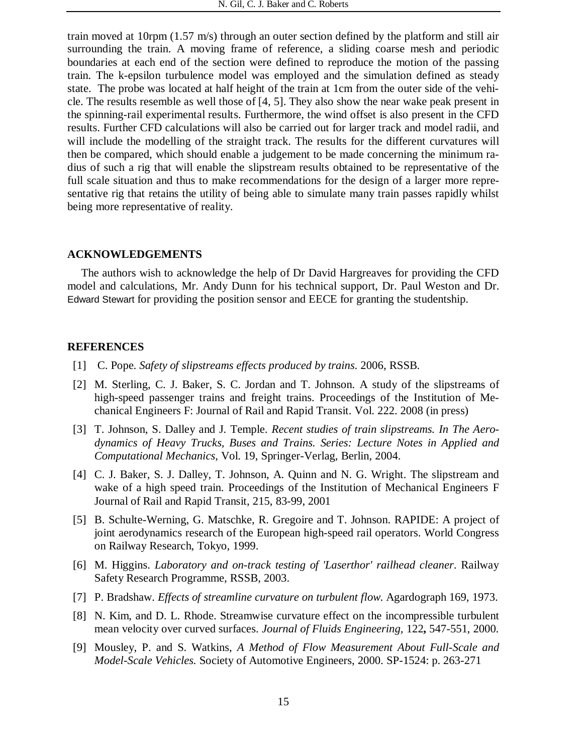train moved at 10rpm (1.57 m/s) through an outer section defined by the platform and still air surrounding the train. A moving frame of reference, a sliding coarse mesh and periodic boundaries at each end of the section were defined to reproduce the motion of the passing train. The k-epsilon turbulence model was employed and the simulation defined as steady state. The probe was located at half height of the train at 1cm from the outer side of the vehicle. The results resemble as well those of [4, 5]. They also show the near wake peak present in the spinning-rail experimental results. Furthermore, the wind offset is also present in the CFD results. Further CFD calculations will also be carried out for larger track and model radii, and will include the modelling of the straight track. The results for the different curvatures will then be compared, which should enable a judgement to be made concerning the minimum radius of such a rig that will enable the slipstream results obtained to be representative of the full scale situation and thus to make recommendations for the design of a larger more representative rig that retains the utility of being able to simulate many train passes rapidly whilst being more representative of reality.

## ACKNOWLEDGEMENTS

The authors wish to acknowledge the help of Dr David Hargreaves for providing the CFD model and calculations, Mr. Andy Dunn for his technical support, Dr. Paul Weston and Dr. Edward Stewart for providing the position sensor and EECE for granting the studentship.

## REFERENCES

[1] C. Pope. *Safety of slipstreams effects produced by trains*. 2006, RSSB.

[2] M. Sterling, C. J. Baker, S. C. Jordan and T. Johnson. A study of the slipstreams of high-speed passenger trains and freight trains. Proceedings of the Institution of Mechanical Engineers F: Journal of Rail and Rapid Transit. Vol. 222. 2008 (in press)

[3] T. Johnson, S. Dalley and J. Temple. *Recent studies of train slipstreams. In The Aerodynamics of Heavy Trucks, Buses and Trains. Series: Lecture Notes in Applied and Computational Mechanics*, Vol. 19, Springer-Verlag, Berlin, 2004.

[4] C. J. Baker, S. J. Dalley, T. Johnson, A. Quinn and N. G. Wright. The slipstream and wake of a high speed train. Proceedings of the Institution of Mechanical Engineers F Journal of Rail and Rapid Transit, 215, 83-99, 2001

[5] B. Schulte-Werning, G. Matschke, R. Gregoire and T. Johnson. RAPIDE: A project of joint aerodynamics research of the European high-speed rail operators. World Congress on Railway Research, Tokyo, 1999.

[6] M. Higgins. *Laboratory and on-track testing of 'Laserthor' railhead cleaner*. Railway Safety Research Programme, RSSB, 2003.

[7] P. Bradshaw. *Effects of streamline curvature on turbulent flow.* Agardograph 169, 1973.

[8] N. Kim, and D. L. Rhode. Streamwise curvature effect on the incompressible turbulent mean velocity over curved surfaces. *Journal of Fluids Engineering,* 122**,** 547-551, 2000.

[9] Mousley, P. and S. Watkins, *A Method of Flow Measurement About Full-Scale and Model-Scale Vehicles.* Society of Automotive Engineers, 2000. SP-1524: p. 263-271